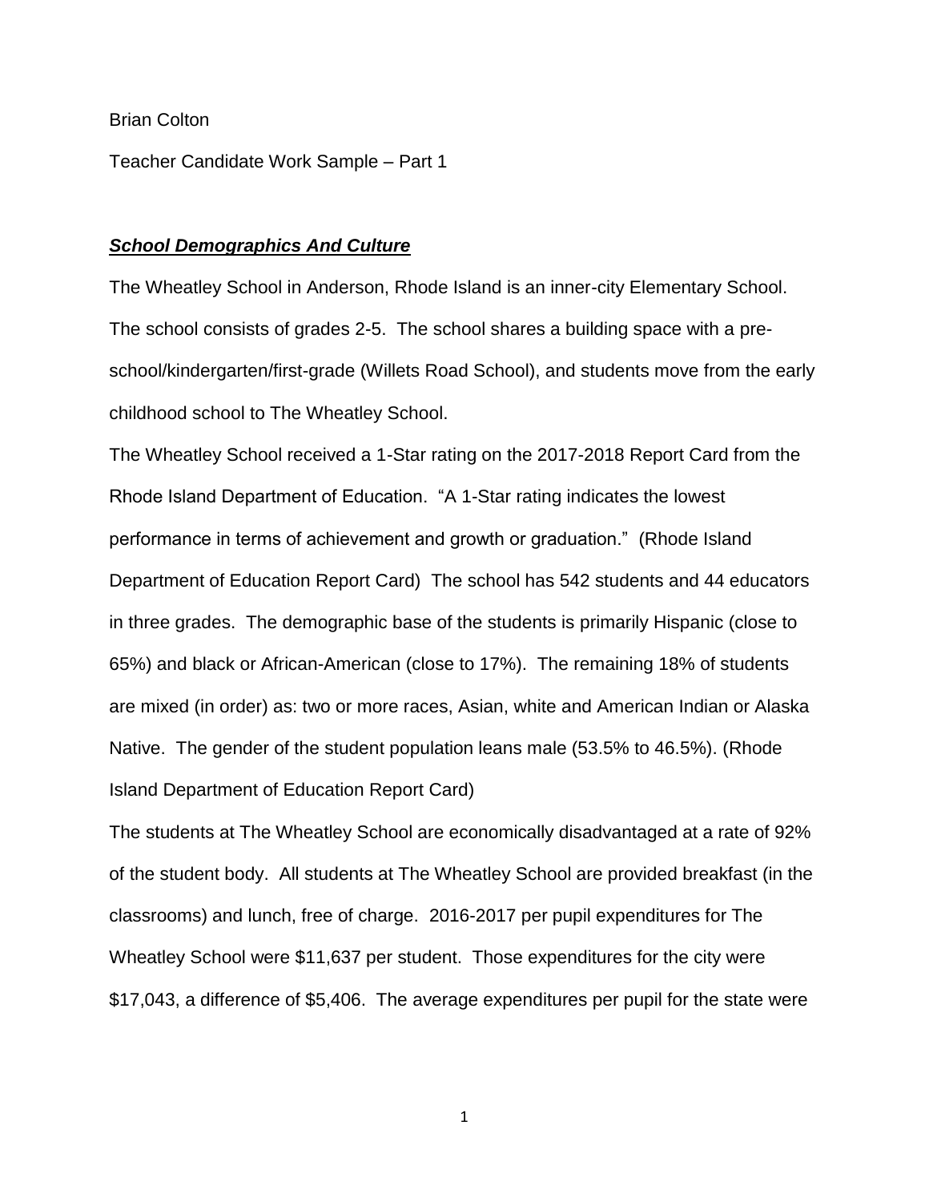Brian Colton

Teacher Candidate Work Sample – Part 1

## ***School Demographics And Culture***

The Wheatley School in Anderson, Rhode Island is an inner-city Elementary School. The school consists of grades 2-5. The school shares a building space with a pre-school/kindergarten/first-grade (Willets Road School), and students move from the early childhood school to The Wheatley School.

The Wheatley School received a 1-Star rating on the 2017-2018 Report Card from the Rhode Island Department of Education. "A 1-Star rating indicates the lowest performance in terms of achievement and growth or graduation." (Rhode Island Department of Education Report Card) The school has 542 students and 44 educators in three grades. The demographic base of the students is primarily Hispanic (close to 65%) and black or African-American (close to 17%). The remaining 18% of students are mixed (in order) as: two or more races, Asian, white and American Indian or Alaska Native. The gender of the student population leans male (53.5% to 46.5%). (Rhode Island Department of Education Report Card)

The students at The Wheatley School are economically disadvantaged at a rate of 92% of the student body. All students at The Wheatley School are provided breakfast (in the classrooms) and lunch, free of charge. 2016-2017 per pupil expenditures for The Wheatley School were $11,637 per student. Those expenditures for the city were $17,043, a difference of $5,406. The average expenditures per pupil for the state were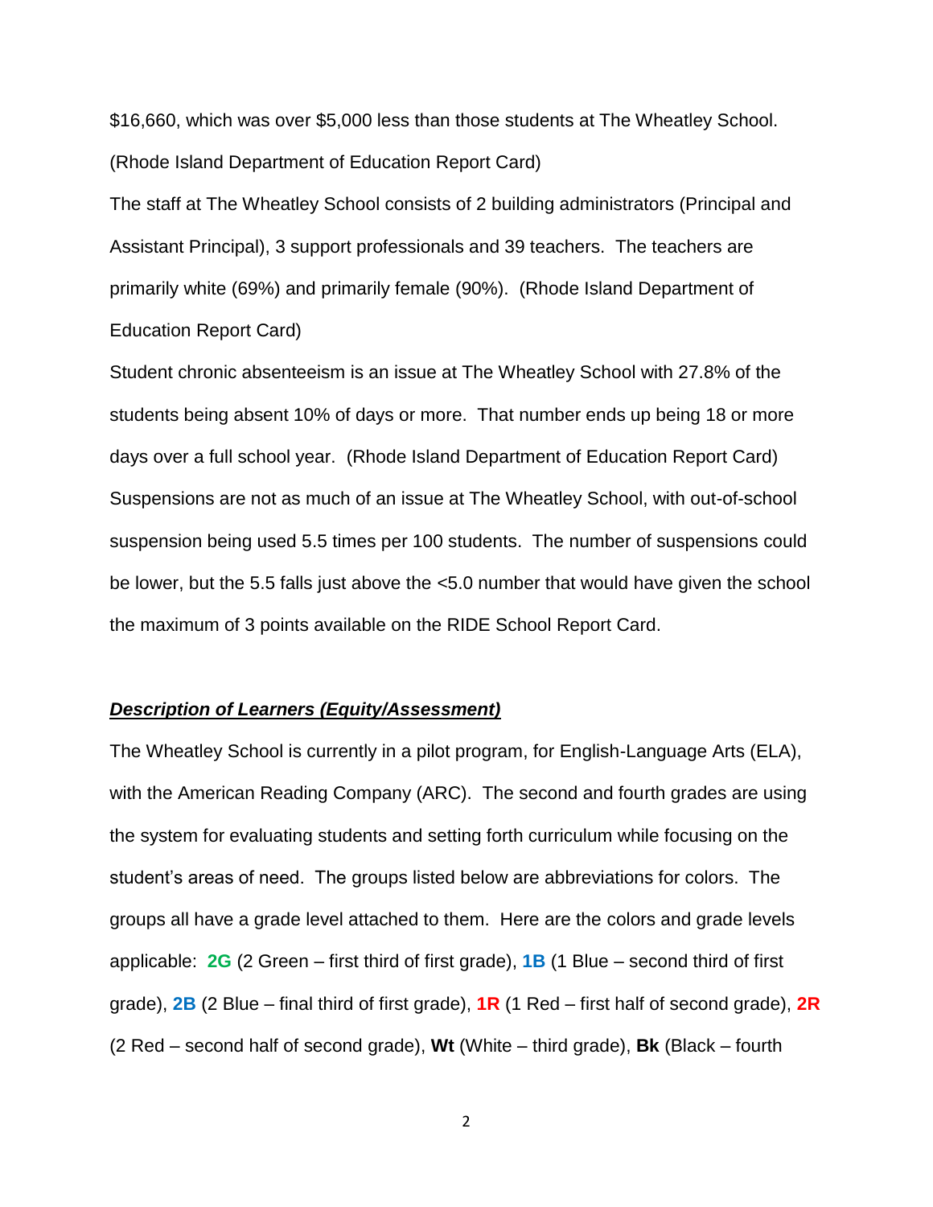$16,660, which was over $5,000 less than those students at The Wheatley School. (Rhode Island Department of Education Report Card)

The staff at The Wheatley School consists of 2 building administrators (Principal and Assistant Principal), 3 support professionals and 39 teachers. The teachers are primarily white (69%) and primarily female (90%). (Rhode Island Department of Education Report Card)

Student chronic absenteeism is an issue at The Wheatley School with 27.8% of the students being absent 10% of days or more. That number ends up being 18 or more days over a full school year. (Rhode Island Department of Education Report Card)

Suspensions are not as much of an issue at The Wheatley School, with out-of-school suspension being used 5.5 times per 100 students. The number of suspensions could be lower, but the 5.5 falls just above the <5.0 number that would have given the school the maximum of 3 points available on the RIDE School Report Card.

***Description of Learners (Equity/Assessment)***

The Wheatley School is currently in a pilot program, for English-Language Arts (ELA), with the American Reading Company (ARC). The second and fourth grades are using the system for evaluating students and setting forth curriculum while focusing on the student's areas of need. The groups listed below are abbreviations for colors. The groups all have a grade level attached to them. Here are the colors and grade levels applicable: **2G** (2 Green – first third of first grade), **1B** (1 Blue – second third of first grade), **2B** (2 Blue – final third of first grade), **1R** (1 Red – first half of second grade), **2R** (2 Red – second half of second grade), **Wt** (White – third grade), **Bk** (Black – fourth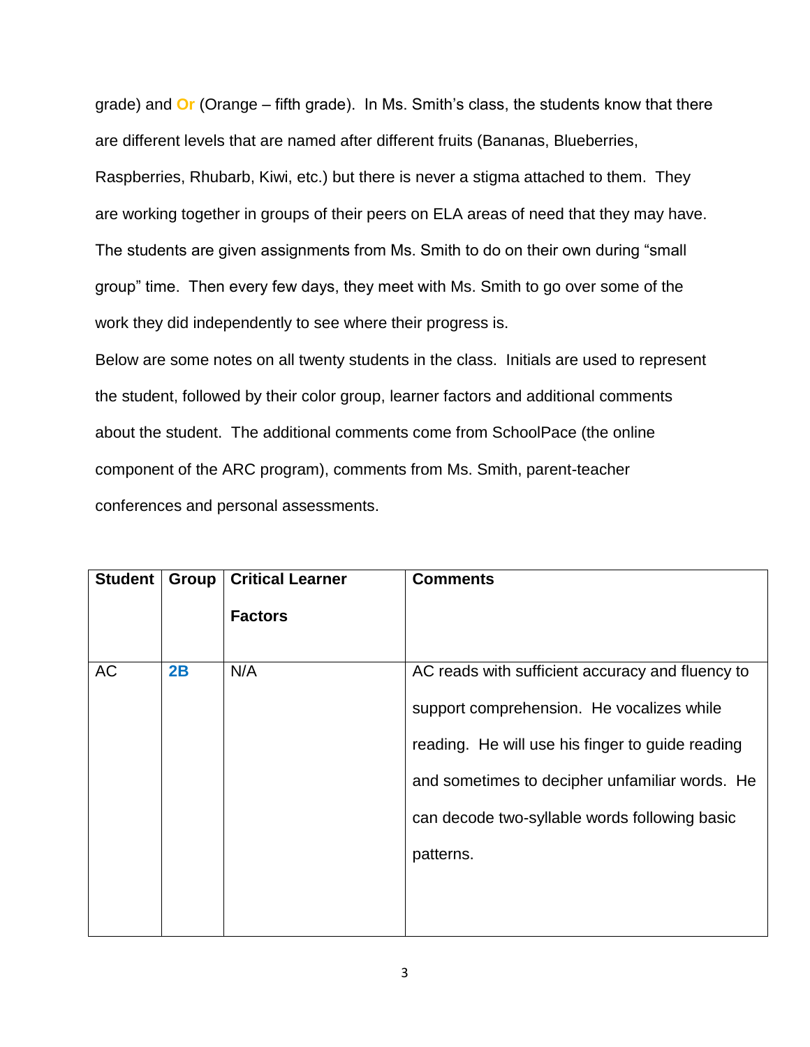grade) and **Or** (Orange – fifth grade). In Ms. Smith's class, the students know that there are different levels that are named after different fruits (Bananas, Blueberries, Raspberries, Rhubarb, Kiwi, etc.) but there is never a stigma attached to them. They are working together in groups of their peers on ELA areas of need that they may have. The students are given assignments from Ms. Smith to do on their own during "small group" time. Then every few days, they meet with Ms. Smith to go over some of the work they did independently to see where their progress is.

Below are some notes on all twenty students in the class. Initials are used to represent the student, followed by their color group, learner factors and additional comments about the student. The additional comments come from SchoolPace (the online component of the ARC program), comments from Ms. Smith, parent-teacher conferences and personal assessments.

| Student | Group | Critical Learner Factors | Comments |
|---|---|---|---|
| AC | **2B** | N/A | AC reads with sufficient accuracy and fluency to support comprehension. He vocalizes while reading. He will use his finger to guide reading and sometimes to decipher unfamiliar words. He can decode two-syllable words following basic patterns. |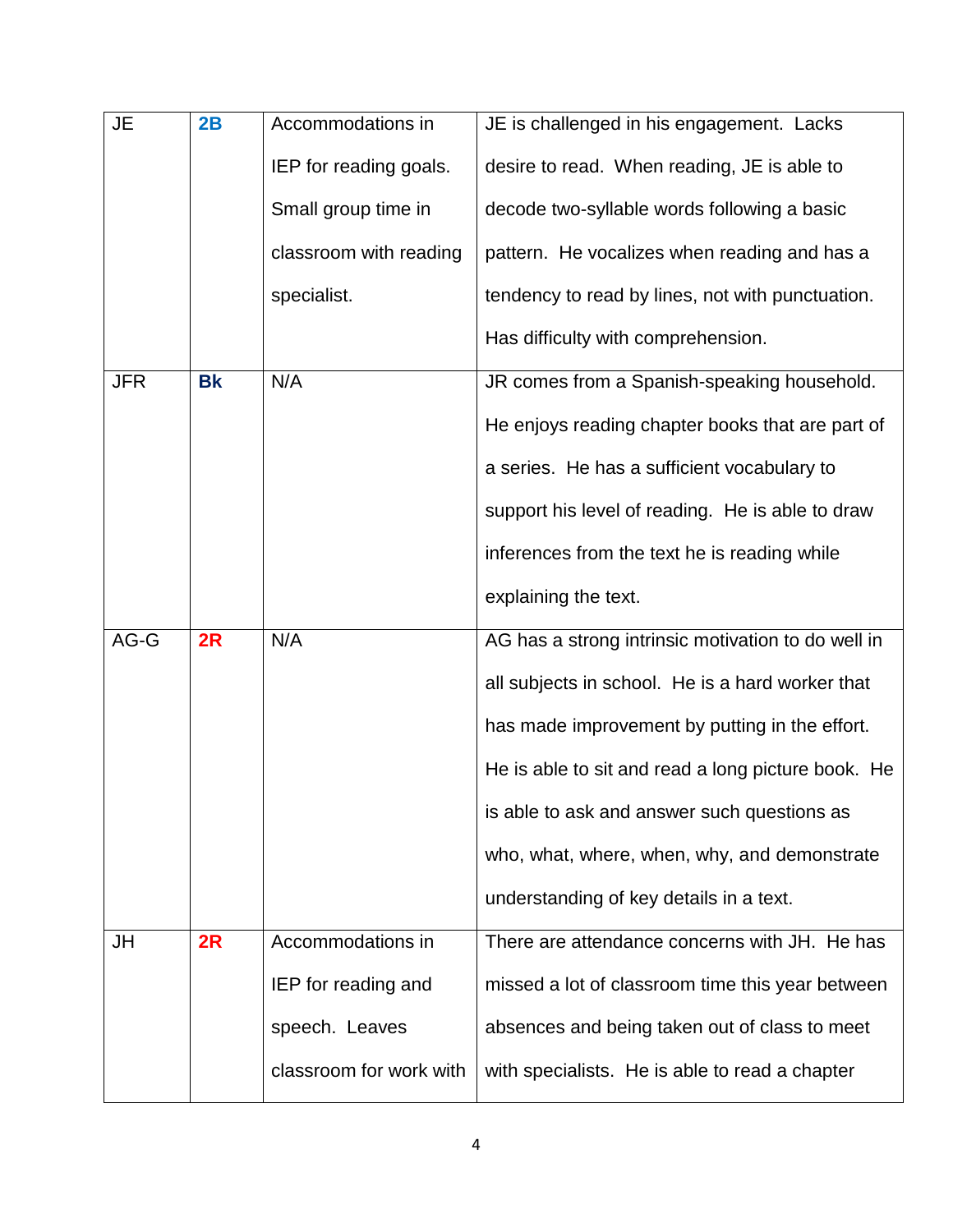| JE | **2B** | Accommodations in IEP for reading goals. Small group time in classroom with reading specialist. | JE is challenged in his engagement. Lacks desire to read. When reading, JE is able to decode two-syllable words following a basic pattern. He vocalizes when reading and has a tendency to read by lines, not with punctuation. Has difficulty with comprehension. |
|---|---|---|---|
| JFR | **Bk** | N/A | JR comes from a Spanish-speaking household. He enjoys reading chapter books that are part of a series. He has a sufficient vocabulary to support his level of reading. He is able to draw inferences from the text he is reading while explaining the text. |
| AG-G | **2R** | N/A | AG has a strong intrinsic motivation to do well in all subjects in school. He is a hard worker that has made improvement by putting in the effort. He is able to sit and read a long picture book. He is able to ask and answer such questions as who, what, where, when, why, and demonstrate understanding of key details in a text. |
| JH | **2R** | Accommodations in IEP for reading and speech. Leaves classroom for work with | There are attendance concerns with JH. He has missed a lot of classroom time this year between absences and being taken out of class to meet with specialists. He is able to read a chapter |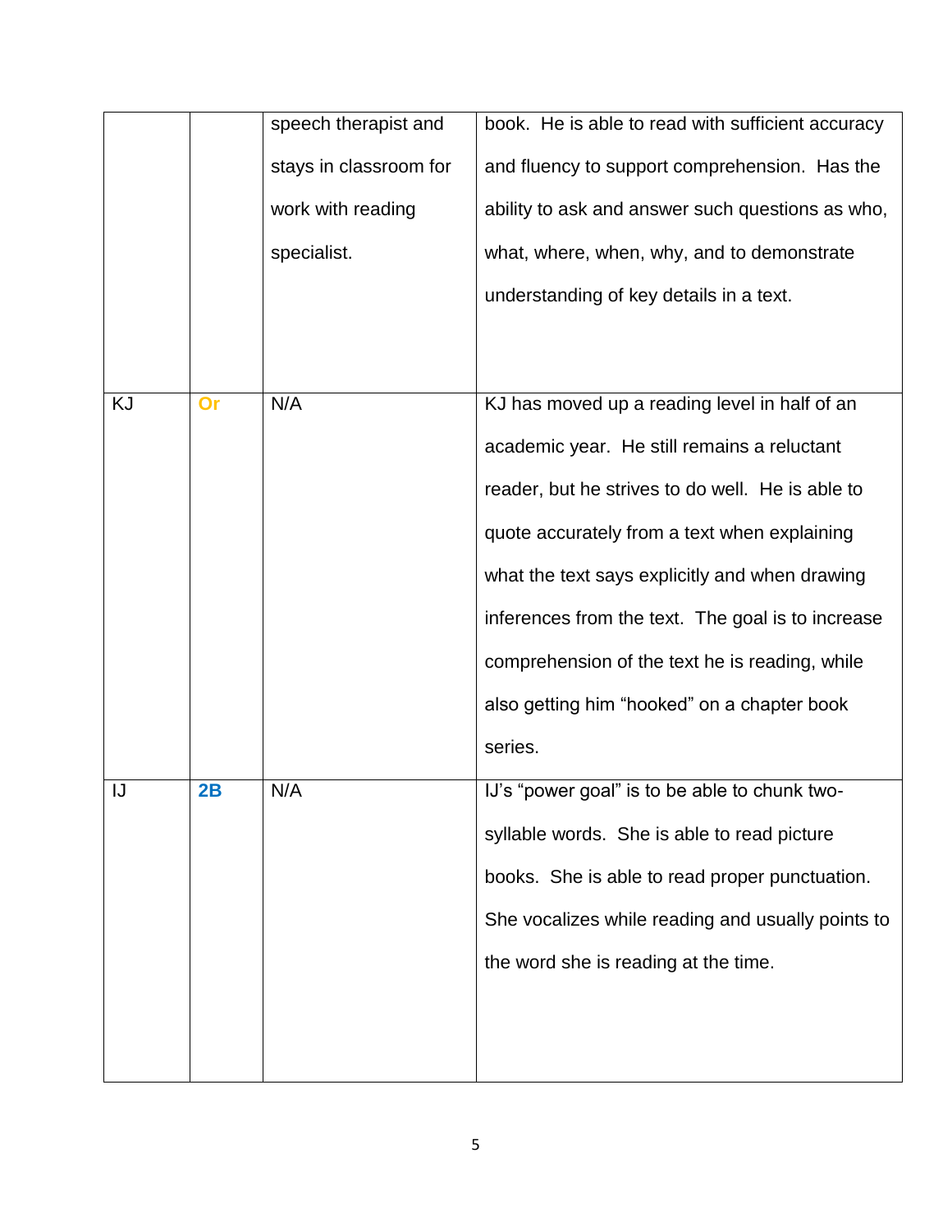| | | | |
|---|---|---|---|
| | | speech therapist and stays in classroom for work with reading specialist. | book. He is able to read with sufficient accuracy and fluency to support comprehension. Has the ability to ask and answer such questions as who, what, where, when, why, and to demonstrate understanding of key details in a text. |
| KJ | **Or** | N/A | KJ has moved up a reading level in half of an academic year. He still remains a reluctant reader, but he strives to do well. He is able to quote accurately from a text when explaining what the text says explicitly and when drawing inferences from the text. The goal is to increase comprehension of the text he is reading, while also getting him "hooked" on a chapter book series. |
| IJ | **2B** | N/A | IJ's "power goal" is to be able to chunk two-syllable words. She is able to read picture books. She is able to read proper punctuation. She vocalizes while reading and usually points to the word she is reading at the time. |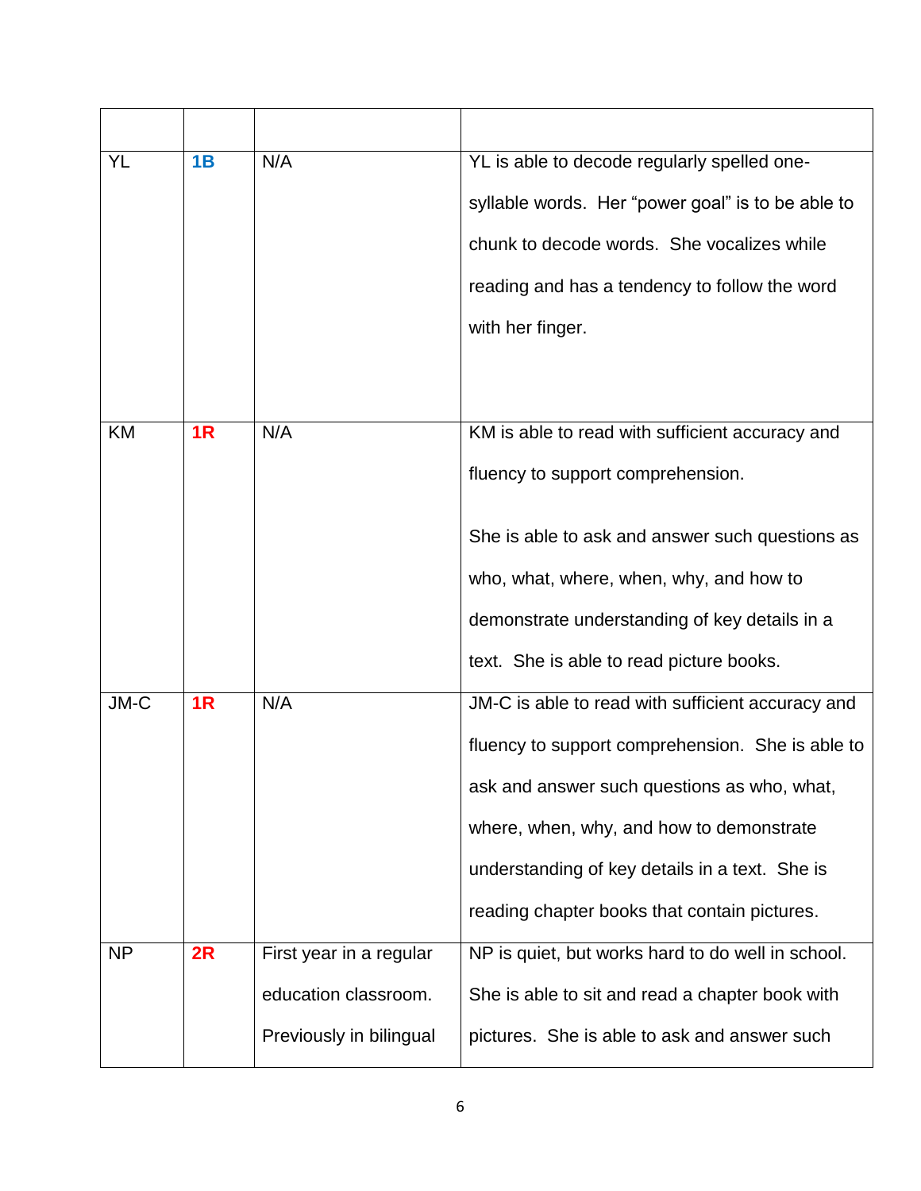| | | | |
|---|---|---|---|
| YL | **1B** | N/A | YL is able to decode regularly spelled one-syllable words. Her "power goal" is to be able to chunk to decode words. She vocalizes while reading and has a tendency to follow the word with her finger. |
| KM | **1R** | N/A | KM is able to read with sufficient accuracy and fluency to support comprehension.<br><br>She is able to ask and answer such questions as who, what, where, when, why, and how to demonstrate understanding of key details in a text. She is able to read picture books. |
| JM-C | **1R** | N/A | JM-C is able to read with sufficient accuracy and fluency to support comprehension. She is able to ask and answer such questions as who, what, where, when, why, and how to demonstrate understanding of key details in a text. She is reading chapter books that contain pictures. |
| NP | **2R** | First year in a regular education classroom. Previously in bilingual | NP is quiet, but works hard to do well in school. She is able to sit and read a chapter book with pictures. She is able to ask and answer such |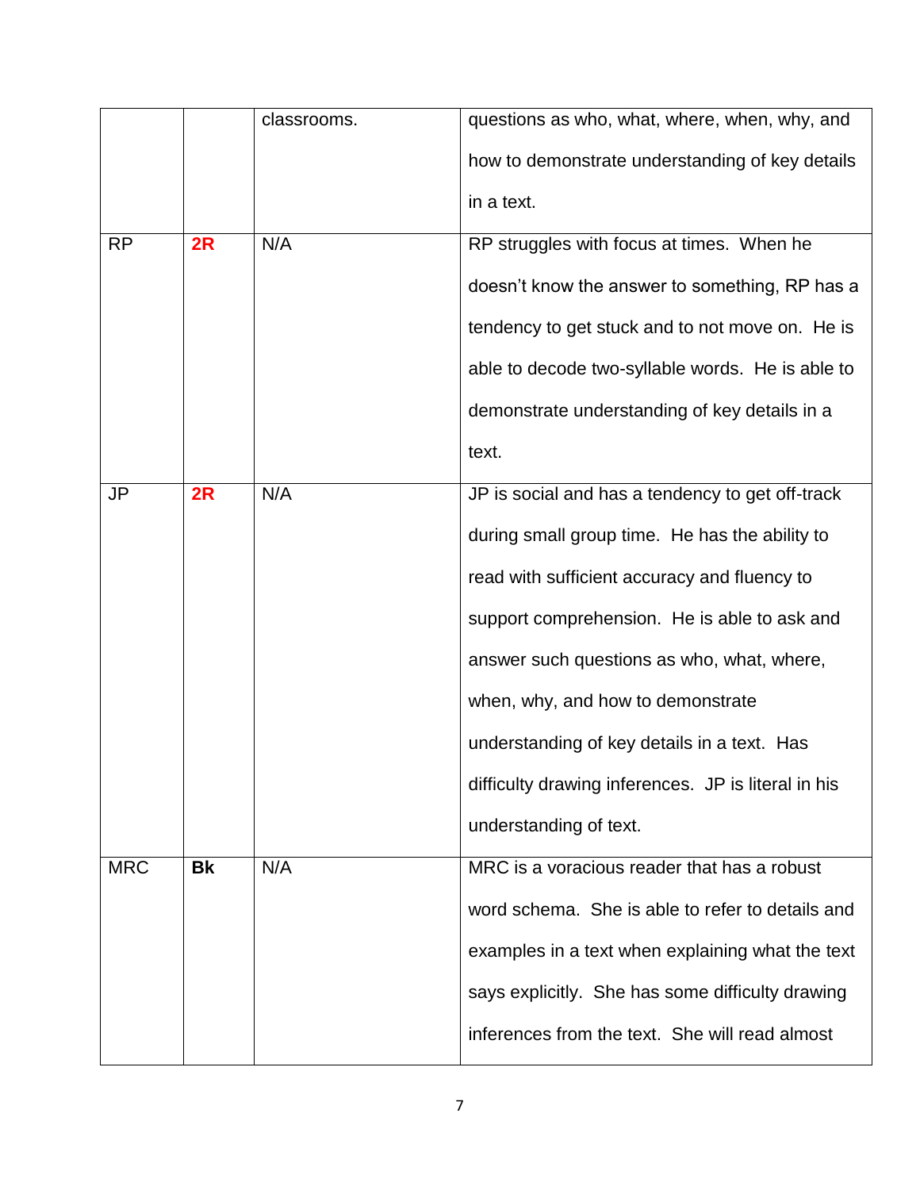| | | | |
|---|---|---|---|
| | | classrooms. | questions as who, what, where, when, why, and how to demonstrate understanding of key details in a text. |
| RP | **2R** | N/A | RP struggles with focus at times. When he doesn't know the answer to something, RP has a tendency to get stuck and to not move on. He is able to decode two-syllable words. He is able to demonstrate understanding of key details in a text. |
| JP | **2R** | N/A | JP is social and has a tendency to get off-track during small group time. He has the ability to read with sufficient accuracy and fluency to support comprehension. He is able to ask and answer such questions as who, what, where, when, why, and how to demonstrate understanding of key details in a text. Has difficulty drawing inferences. JP is literal in his understanding of text. |
| MRC | **Bk** | N/A | MRC is a voracious reader that has a robust word schema. She is able to refer to details and examples in a text when explaining what the text says explicitly. She has some difficulty drawing inferences from the text. She will read almost |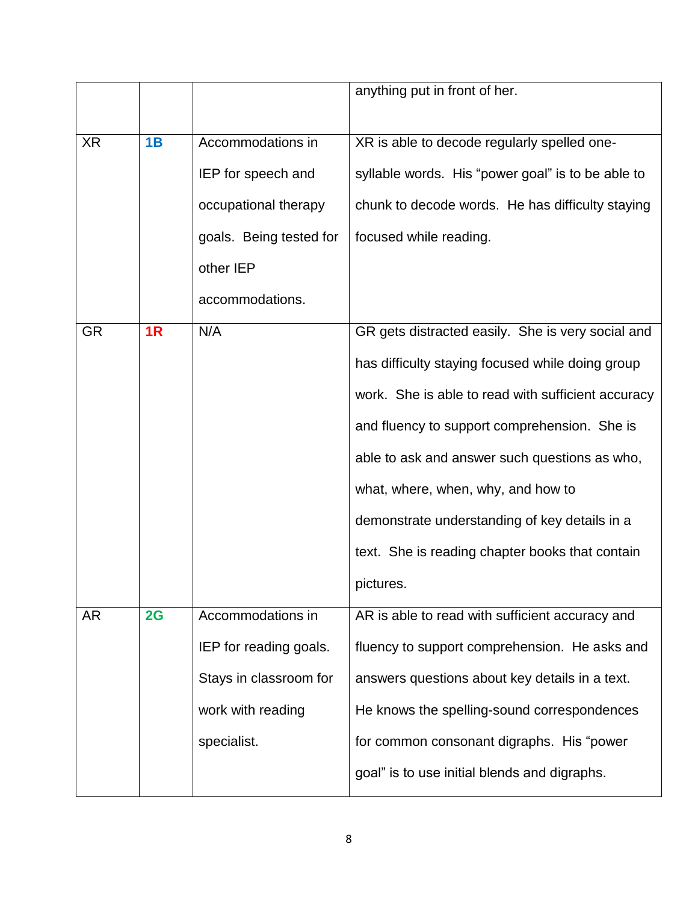| | | | anything put in front of her. |
|---|---|---|---|
| XR | **1B** | Accommodations in IEP for speech and occupational therapy goals. Being tested for other IEP accommodations. | XR is able to decode regularly spelled one-syllable words. His "power goal" is to be able to chunk to decode words. He has difficulty staying focused while reading. |
| GR | **1R** | N/A | GR gets distracted easily. She is very social and has difficulty staying focused while doing group work. She is able to read with sufficient accuracy and fluency to support comprehension. She is able to ask and answer such questions as who, what, where, when, why, and how to demonstrate understanding of key details in a text. She is reading chapter books that contain pictures. |
| AR | **2G** | Accommodations in IEP for reading goals. Stays in classroom for work with reading specialist. | AR is able to read with sufficient accuracy and fluency to support comprehension. He asks and answers questions about key details in a text. He knows the spelling-sound correspondences for common consonant digraphs. His "power goal" is to use initial blends and digraphs. |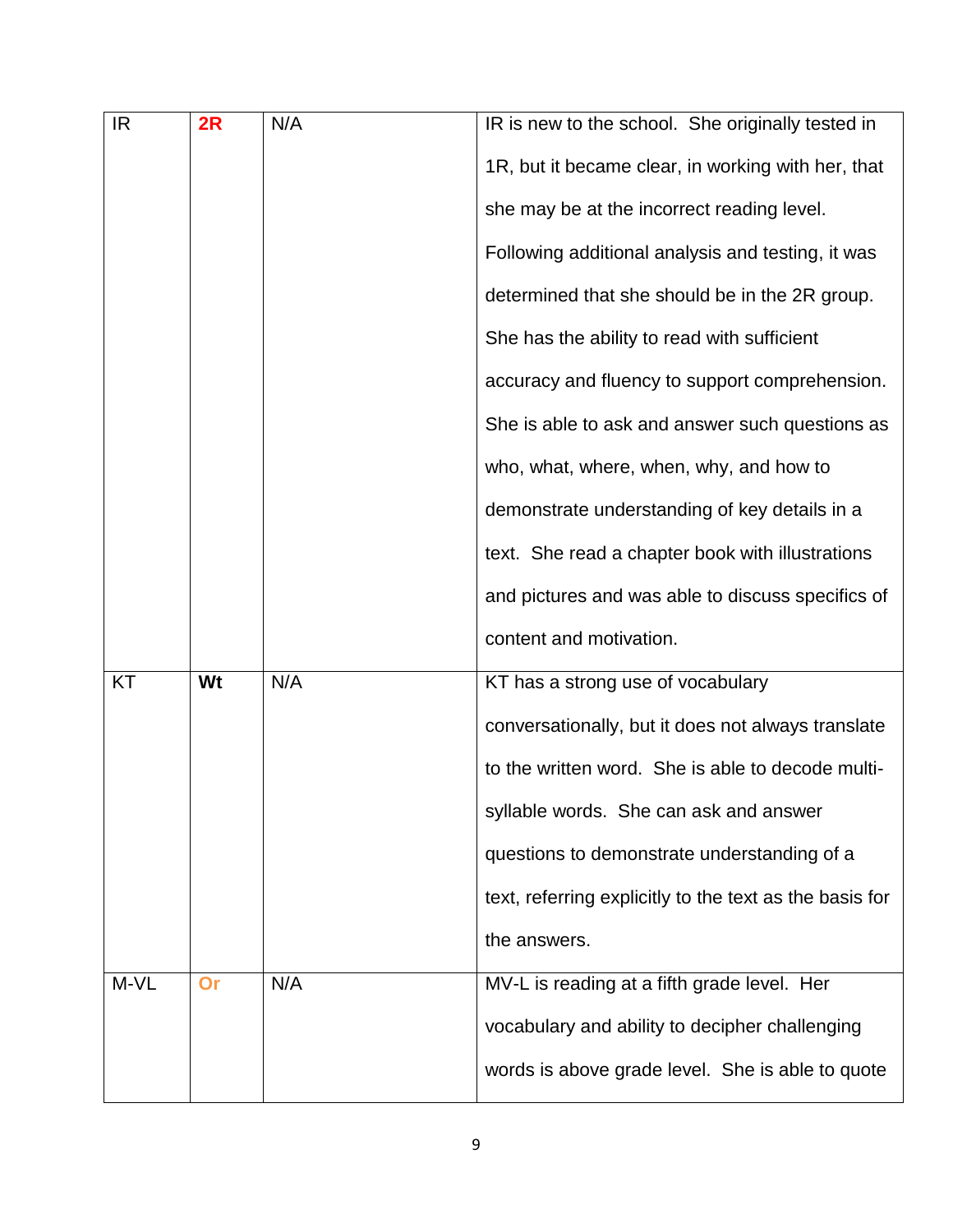| IR | **2R** | N/A | IR is new to the school. She originally tested in 1R, but it became clear, in working with her, that she may be at the incorrect reading level. Following additional analysis and testing, it was determined that she should be in the 2R group. She has the ability to read with sufficient accuracy and fluency to support comprehension. She is able to ask and answer such questions as who, what, where, when, why, and how to demonstrate understanding of key details in a text. She read a chapter book with illustrations and pictures and was able to discuss specifics of content and motivation. |
|---|---|---|---|
| KT | **Wt** | N/A | KT has a strong use of vocabulary conversationally, but it does not always translate to the written word. She is able to decode multi-syllable words. She can ask and answer questions to demonstrate understanding of a text, referring explicitly to the text as the basis for the answers. |
| M-VL | **Or** | N/A | MV-L is reading at a fifth grade level. Her vocabulary and ability to decipher challenging words is above grade level. She is able to quote |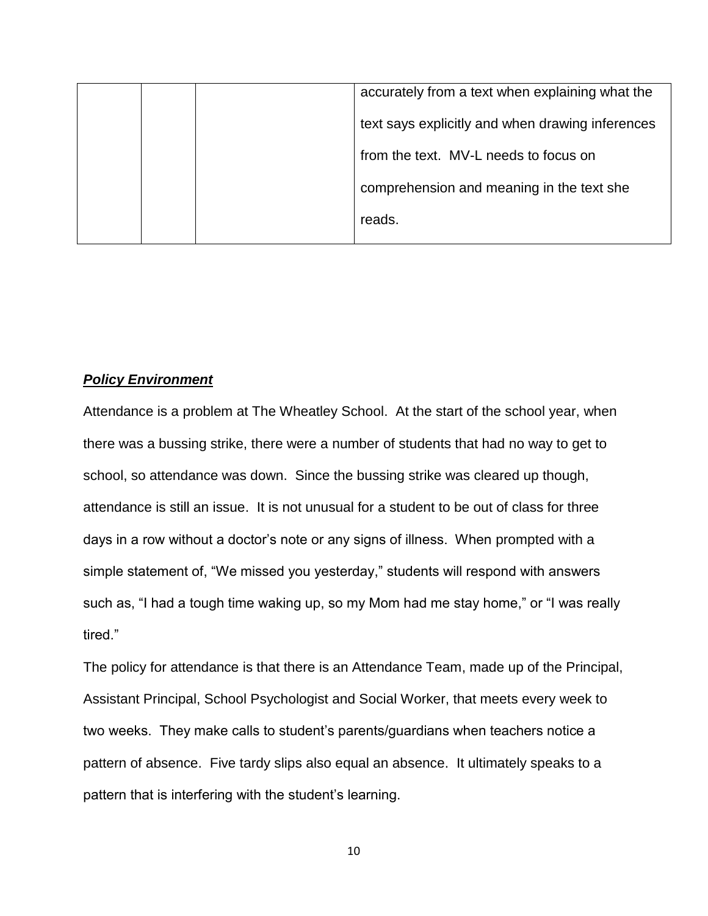| | | | accurately from a text when explaining what the text says explicitly and when drawing inferences from the text. MV-L needs to focus on comprehension and meaning in the text she reads. |
|---|---|---|---|

***Policy Environment***

Attendance is a problem at The Wheatley School. At the start of the school year, when there was a bussing strike, there were a number of students that had no way to get to school, so attendance was down. Since the bussing strike was cleared up though, attendance is still an issue. It is not unusual for a student to be out of class for three days in a row without a doctor's note or any signs of illness. When prompted with a simple statement of, "We missed you yesterday," students will respond with answers such as, "I had a tough time waking up, so my Mom had me stay home," or "I was really tired."

The policy for attendance is that there is an Attendance Team, made up of the Principal, Assistant Principal, School Psychologist and Social Worker, that meets every week to two weeks. They make calls to student's parents/guardians when teachers notice a pattern of absence. Five tardy slips also equal an absence. It ultimately speaks to a pattern that is interfering with the student's learning.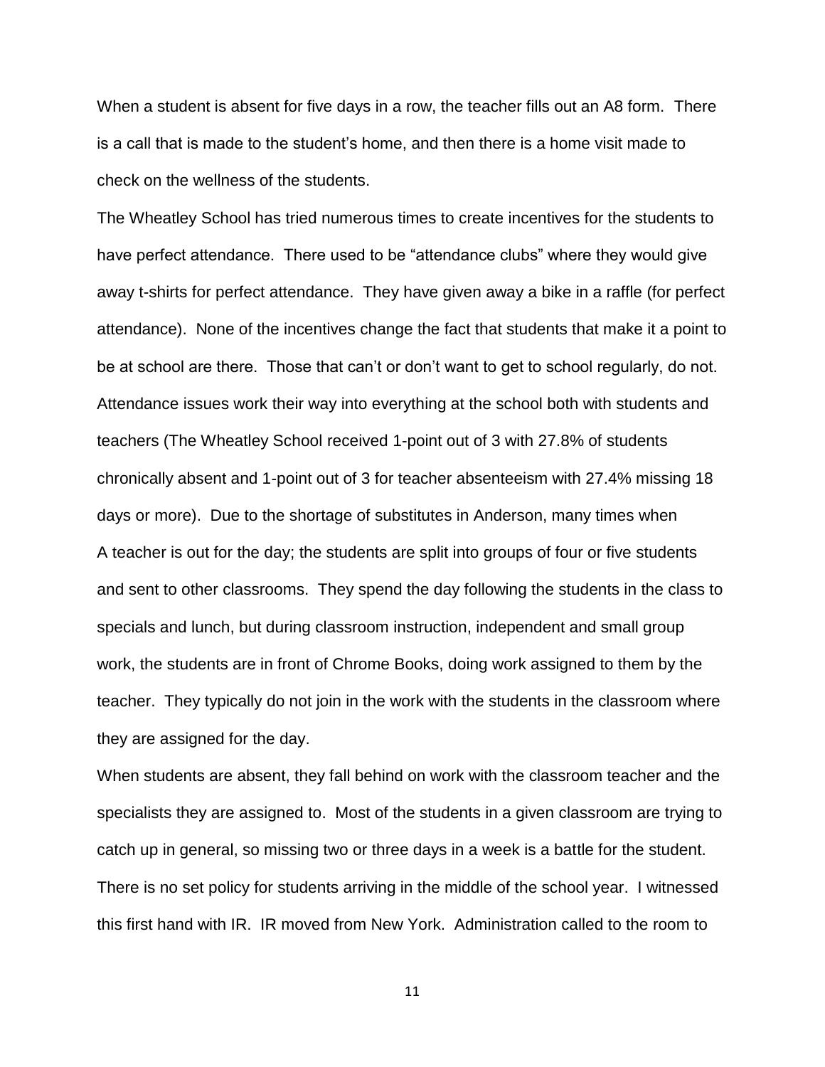When a student is absent for five days in a row, the teacher fills out an A8 form. There is a call that is made to the student's home, and then there is a home visit made to check on the wellness of the students.

The Wheatley School has tried numerous times to create incentives for the students to have perfect attendance. There used to be "attendance clubs" where they would give away t-shirts for perfect attendance. They have given away a bike in a raffle (for perfect attendance). None of the incentives change the fact that students that make it a point to be at school are there. Those that can't or don't want to get to school regularly, do not. Attendance issues work their way into everything at the school both with students and teachers (The Wheatley School received 1-point out of 3 with 27.8% of students chronically absent and 1-point out of 3 for teacher absenteeism with 27.4% missing 18 days or more). Due to the shortage of substitutes in Anderson, many times when A teacher is out for the day; the students are split into groups of four or five students and sent to other classrooms. They spend the day following the students in the class to specials and lunch, but during classroom instruction, independent and small group work, the students are in front of Chrome Books, doing work assigned to them by the teacher. They typically do not join in the work with the students in the classroom where they are assigned for the day.

When students are absent, they fall behind on work with the classroom teacher and the specialists they are assigned to. Most of the students in a given classroom are trying to catch up in general, so missing two or three days in a week is a battle for the student.

There is no set policy for students arriving in the middle of the school year. I witnessed this first hand with IR. IR moved from New York. Administration called to the room to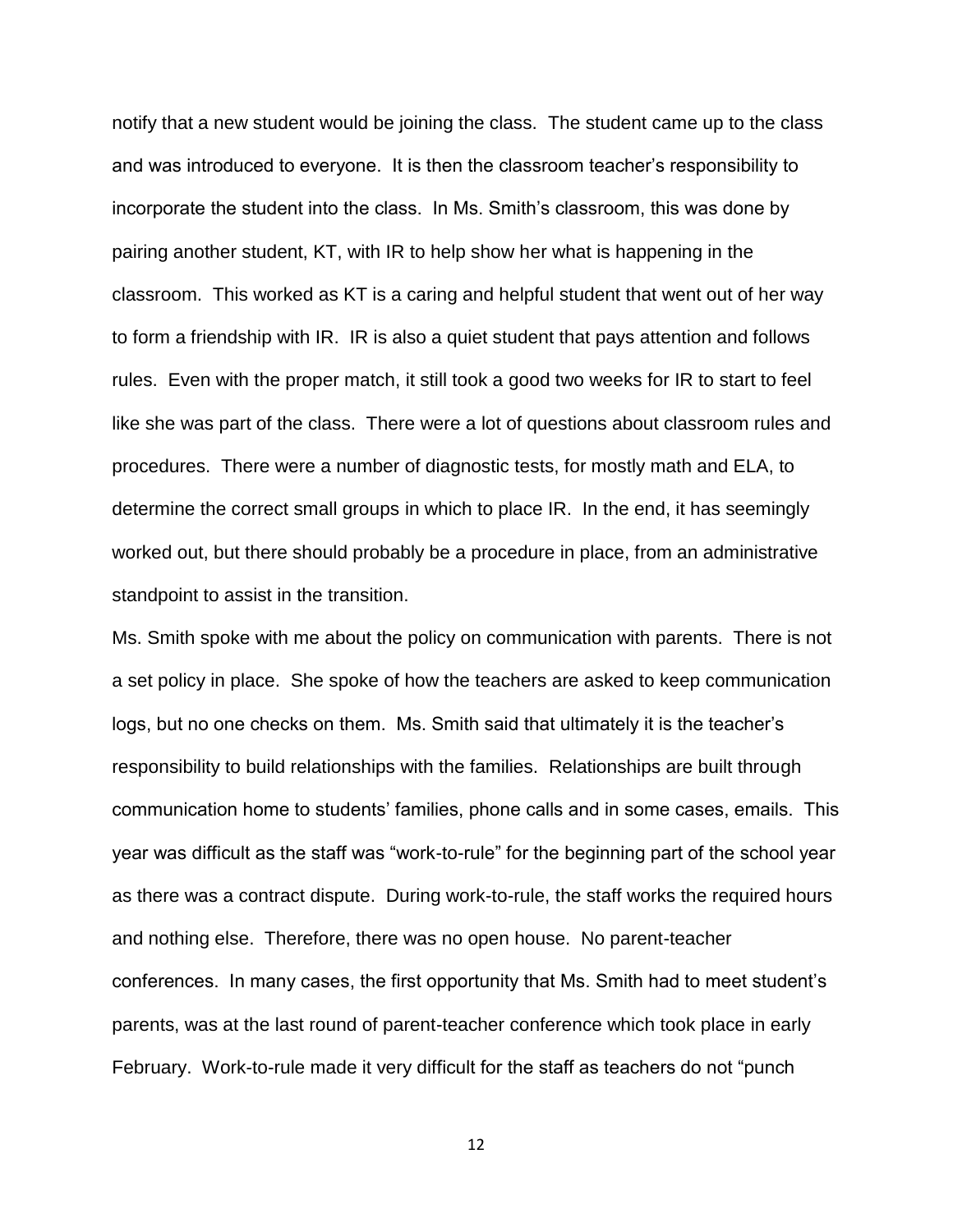notify that a new student would be joining the class. The student came up to the class and was introduced to everyone. It is then the classroom teacher's responsibility to incorporate the student into the class. In Ms. Smith's classroom, this was done by pairing another student, KT, with IR to help show her what is happening in the classroom. This worked as KT is a caring and helpful student that went out of her way to form a friendship with IR. IR is also a quiet student that pays attention and follows rules. Even with the proper match, it still took a good two weeks for IR to start to feel like she was part of the class. There were a lot of questions about classroom rules and procedures. There were a number of diagnostic tests, for mostly math and ELA, to determine the correct small groups in which to place IR. In the end, it has seemingly worked out, but there should probably be a procedure in place, from an administrative standpoint to assist in the transition.

Ms. Smith spoke with me about the policy on communication with parents. There is not a set policy in place. She spoke of how the teachers are asked to keep communication logs, but no one checks on them. Ms. Smith said that ultimately it is the teacher's responsibility to build relationships with the families. Relationships are built through communication home to students' families, phone calls and in some cases, emails. This year was difficult as the staff was "work-to-rule" for the beginning part of the school year as there was a contract dispute. During work-to-rule, the staff works the required hours and nothing else. Therefore, there was no open house. No parent-teacher conferences. In many cases, the first opportunity that Ms. Smith had to meet student's parents, was at the last round of parent-teacher conference which took place in early February. Work-to-rule made it very difficult for the staff as teachers do not "punch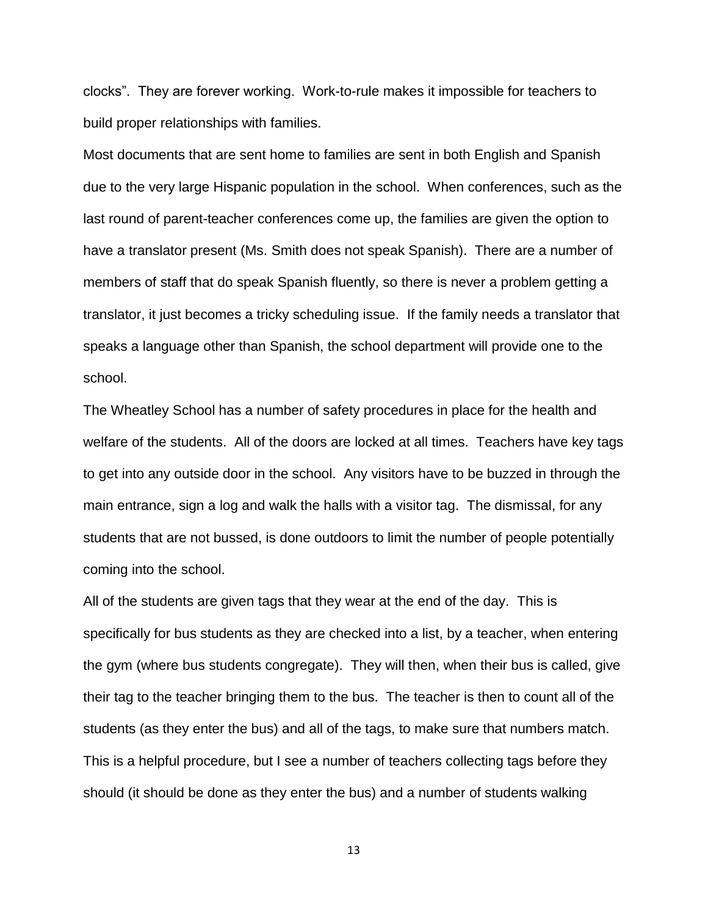clocks". They are forever working. Work-to-rule makes it impossible for teachers to build proper relationships with families.

Most documents that are sent home to families are sent in both English and Spanish due to the very large Hispanic population in the school. When conferences, such as the last round of parent-teacher conferences come up, the families are given the option to have a translator present (Ms. Smith does not speak Spanish). There are a number of members of staff that do speak Spanish fluently, so there is never a problem getting a translator, it just becomes a tricky scheduling issue. If the family needs a translator that speaks a language other than Spanish, the school department will provide one to the school.

The Wheatley School has a number of safety procedures in place for the health and welfare of the students. All of the doors are locked at all times. Teachers have key tags to get into any outside door in the school. Any visitors have to be buzzed in through the main entrance, sign a log and walk the halls with a visitor tag. The dismissal, for any students that are not bussed, is done outdoors to limit the number of people potentially coming into the school.

All of the students are given tags that they wear at the end of the day. This is specifically for bus students as they are checked into a list, by a teacher, when entering the gym (where bus students congregate). They will then, when their bus is called, give their tag to the teacher bringing them to the bus. The teacher is then to count all of the students (as they enter the bus) and all of the tags, to make sure that numbers match. This is a helpful procedure, but I see a number of teachers collecting tags before they should (it should be done as they enter the bus) and a number of students walking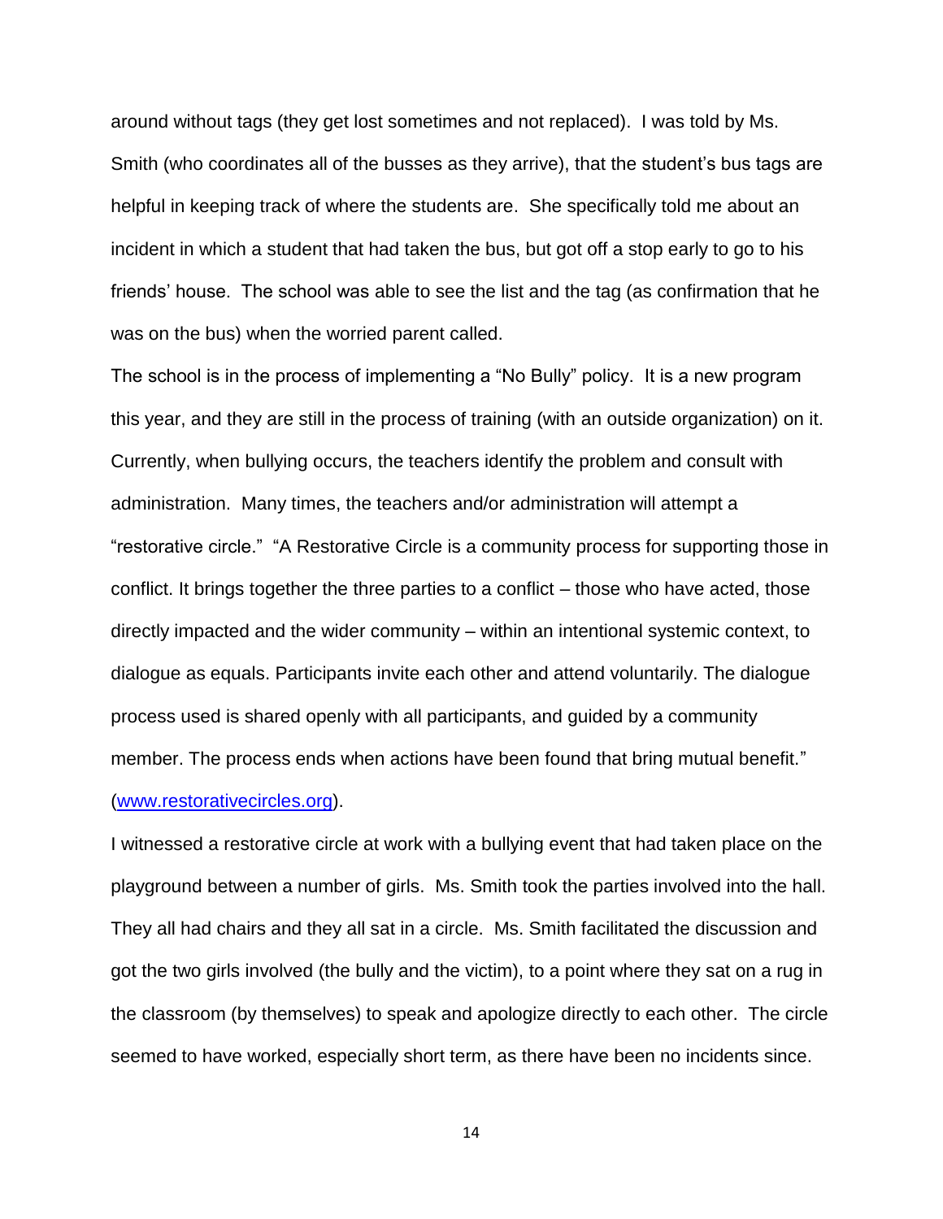around without tags (they get lost sometimes and not replaced). I was told by Ms. Smith (who coordinates all of the busses as they arrive), that the student's bus tags are helpful in keeping track of where the students are. She specifically told me about an incident in which a student that had taken the bus, but got off a stop early to go to his friends' house. The school was able to see the list and the tag (as confirmation that he was on the bus) when the worried parent called.

The school is in the process of implementing a "No Bully" policy. It is a new program this year, and they are still in the process of training (with an outside organization) on it. Currently, when bullying occurs, the teachers identify the problem and consult with administration. Many times, the teachers and/or administration will attempt a "restorative circle." "A Restorative Circle is a community process for supporting those in conflict. It brings together the three parties to a conflict – those who have acted, those directly impacted and the wider community – within an intentional systemic context, to dialogue as equals. Participants invite each other and attend voluntarily. The dialogue process used is shared openly with all participants, and guided by a community member. The process ends when actions have been found that bring mutual benefit." (www.restorativecircles.org).

I witnessed a restorative circle at work with a bullying event that had taken place on the playground between a number of girls. Ms. Smith took the parties involved into the hall. They all had chairs and they all sat in a circle. Ms. Smith facilitated the discussion and got the two girls involved (the bully and the victim), to a point where they sat on a rug in the classroom (by themselves) to speak and apologize directly to each other. The circle seemed to have worked, especially short term, as there have been no incidents since.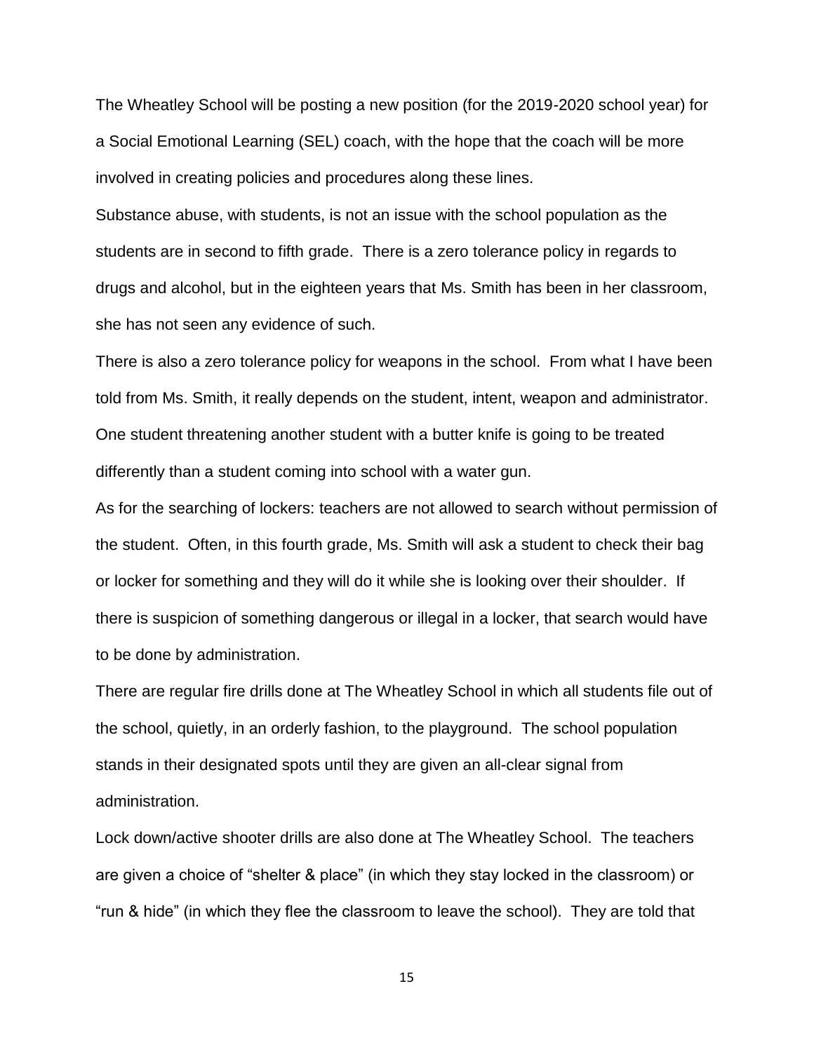The Wheatley School will be posting a new position (for the 2019-2020 school year) for a Social Emotional Learning (SEL) coach, with the hope that the coach will be more involved in creating policies and procedures along these lines.

Substance abuse, with students, is not an issue with the school population as the students are in second to fifth grade. There is a zero tolerance policy in regards to drugs and alcohol, but in the eighteen years that Ms. Smith has been in her classroom, she has not seen any evidence of such.

There is also a zero tolerance policy for weapons in the school. From what I have been told from Ms. Smith, it really depends on the student, intent, weapon and administrator. One student threatening another student with a butter knife is going to be treated differently than a student coming into school with a water gun.

As for the searching of lockers: teachers are not allowed to search without permission of the student. Often, in this fourth grade, Ms. Smith will ask a student to check their bag or locker for something and they will do it while she is looking over their shoulder. If there is suspicion of something dangerous or illegal in a locker, that search would have to be done by administration.

There are regular fire drills done at The Wheatley School in which all students file out of the school, quietly, in an orderly fashion, to the playground. The school population stands in their designated spots until they are given an all-clear signal from administration.

Lock down/active shooter drills are also done at The Wheatley School. The teachers are given a choice of "shelter & place" (in which they stay locked in the classroom) or "run & hide" (in which they flee the classroom to leave the school). They are told that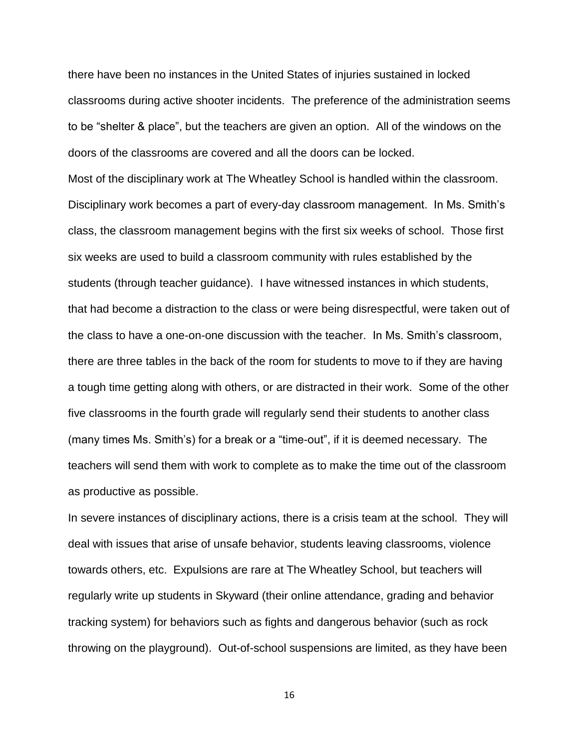there have been no instances in the United States of injuries sustained in locked classrooms during active shooter incidents. The preference of the administration seems to be "shelter & place", but the teachers are given an option. All of the windows on the doors of the classrooms are covered and all the doors can be locked.

Most of the disciplinary work at The Wheatley School is handled within the classroom. Disciplinary work becomes a part of every-day classroom management. In Ms. Smith's class, the classroom management begins with the first six weeks of school. Those first six weeks are used to build a classroom community with rules established by the students (through teacher guidance). I have witnessed instances in which students, that had become a distraction to the class or were being disrespectful, were taken out of the class to have a one-on-one discussion with the teacher. In Ms. Smith's classroom, there are three tables in the back of the room for students to move to if they are having a tough time getting along with others, or are distracted in their work. Some of the other five classrooms in the fourth grade will regularly send their students to another class (many times Ms. Smith's) for a break or a "time-out", if it is deemed necessary. The teachers will send them with work to complete as to make the time out of the classroom as productive as possible.

In severe instances of disciplinary actions, there is a crisis team at the school. They will deal with issues that arise of unsafe behavior, students leaving classrooms, violence towards others, etc. Expulsions are rare at The Wheatley School, but teachers will regularly write up students in Skyward (their online attendance, grading and behavior tracking system) for behaviors such as fights and dangerous behavior (such as rock throwing on the playground). Out-of-school suspensions are limited, as they have been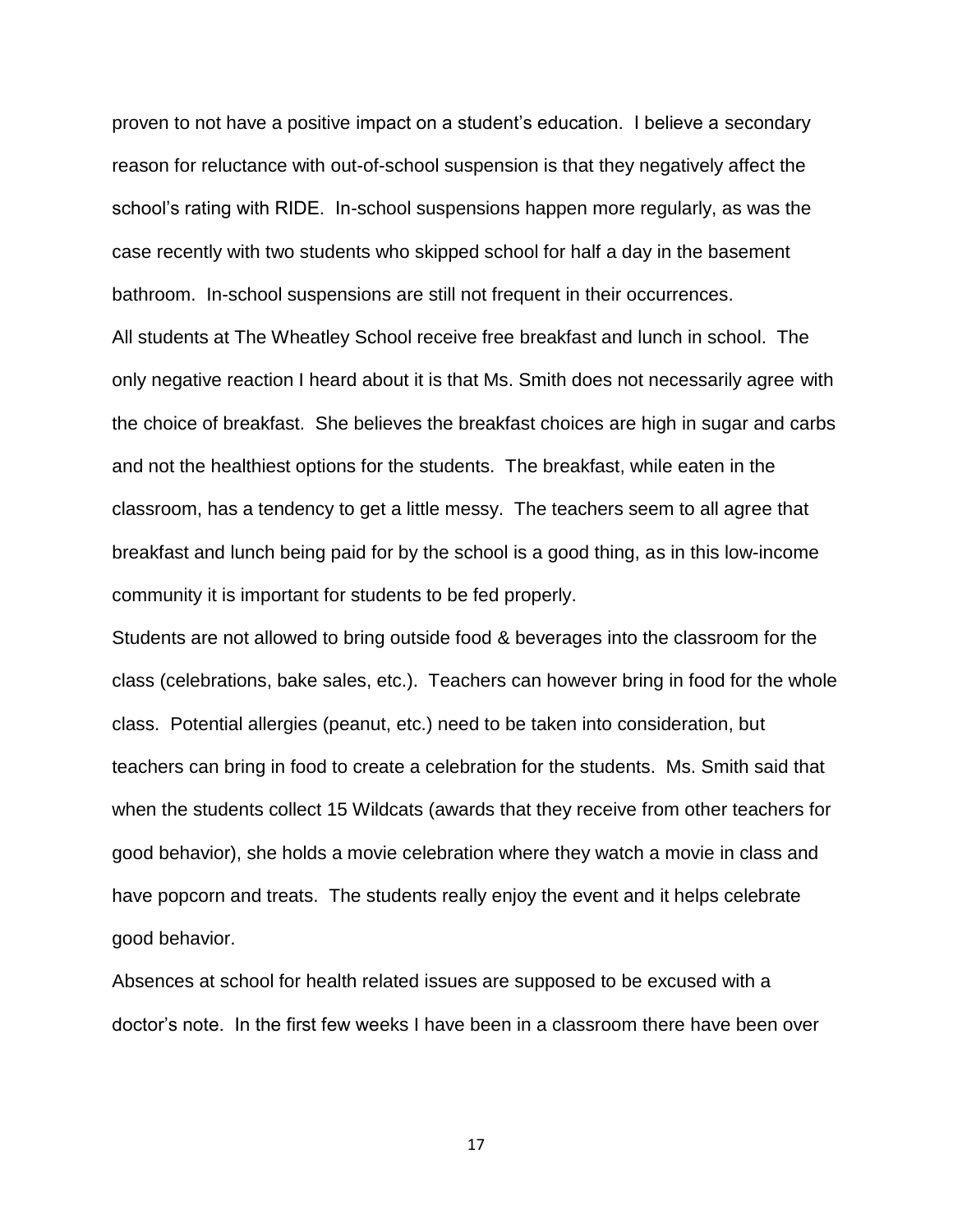proven to not have a positive impact on a student's education. I believe a secondary reason for reluctance with out-of-school suspension is that they negatively affect the school's rating with RIDE. In-school suspensions happen more regularly, as was the case recently with two students who skipped school for half a day in the basement bathroom. In-school suspensions are still not frequent in their occurrences.

All students at The Wheatley School receive free breakfast and lunch in school. The only negative reaction I heard about it is that Ms. Smith does not necessarily agree with the choice of breakfast. She believes the breakfast choices are high in sugar and carbs and not the healthiest options for the students. The breakfast, while eaten in the classroom, has a tendency to get a little messy. The teachers seem to all agree that breakfast and lunch being paid for by the school is a good thing, as in this low-income community it is important for students to be fed properly.

Students are not allowed to bring outside food & beverages into the classroom for the class (celebrations, bake sales, etc.). Teachers can however bring in food for the whole class. Potential allergies (peanut, etc.) need to be taken into consideration, but teachers can bring in food to create a celebration for the students. Ms. Smith said that when the students collect 15 Wildcats (awards that they receive from other teachers for good behavior), she holds a movie celebration where they watch a movie in class and have popcorn and treats. The students really enjoy the event and it helps celebrate good behavior.

Absences at school for health related issues are supposed to be excused with a doctor's note. In the first few weeks I have been in a classroom there have been over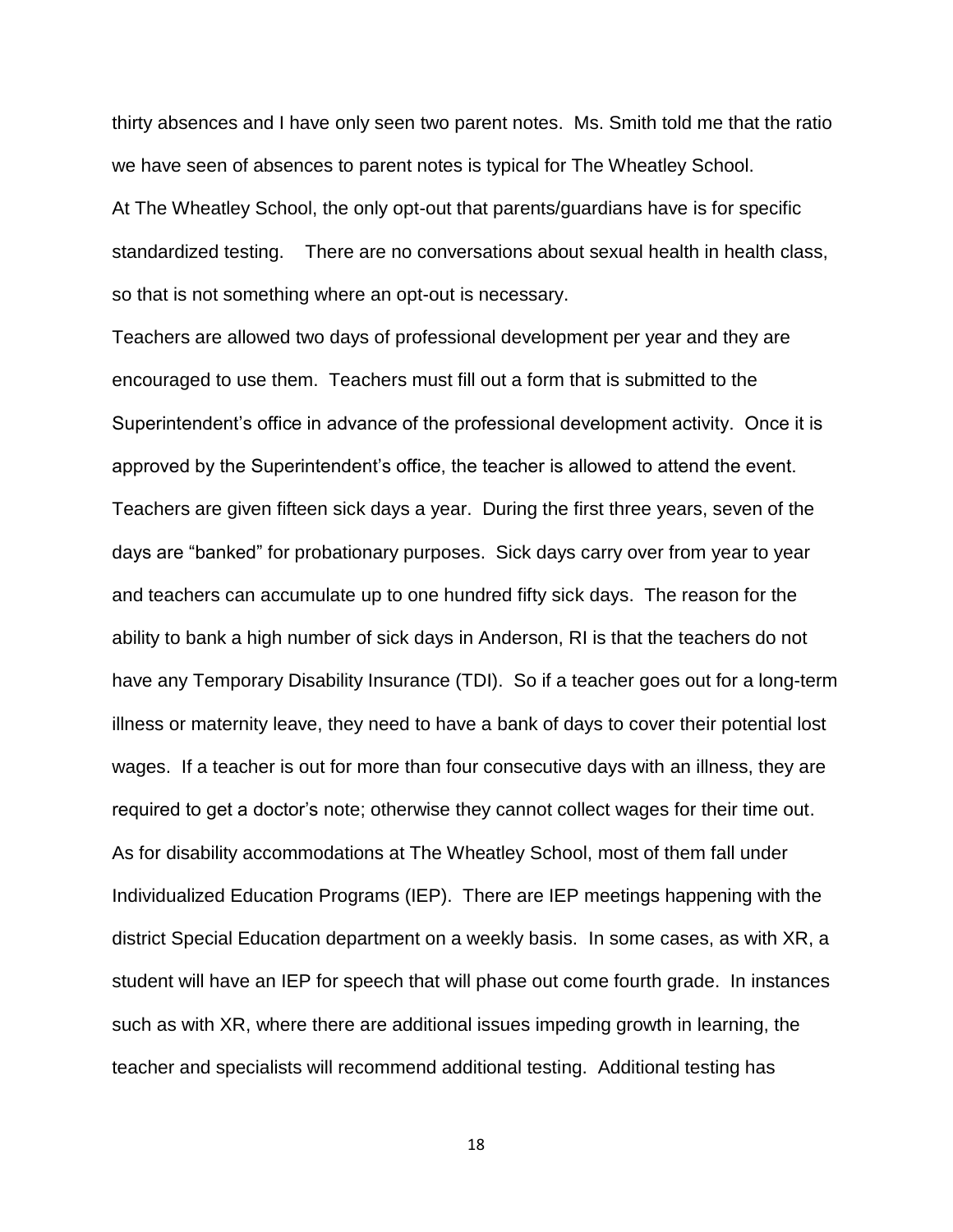thirty absences and I have only seen two parent notes. Ms. Smith told me that the ratio we have seen of absences to parent notes is typical for The Wheatley School.

At The Wheatley School, the only opt-out that parents/guardians have is for specific standardized testing. There are no conversations about sexual health in health class, so that is not something where an opt-out is necessary.

Teachers are allowed two days of professional development per year and they are encouraged to use them. Teachers must fill out a form that is submitted to the Superintendent's office in advance of the professional development activity. Once it is approved by the Superintendent's office, the teacher is allowed to attend the event.

Teachers are given fifteen sick days a year. During the first three years, seven of the days are "banked" for probationary purposes. Sick days carry over from year to year and teachers can accumulate up to one hundred fifty sick days. The reason for the ability to bank a high number of sick days in Anderson, RI is that the teachers do not have any Temporary Disability Insurance (TDI). So if a teacher goes out for a long-term illness or maternity leave, they need to have a bank of days to cover their potential lost wages. If a teacher is out for more than four consecutive days with an illness, they are required to get a doctor's note; otherwise they cannot collect wages for their time out.

As for disability accommodations at The Wheatley School, most of them fall under Individualized Education Programs (IEP). There are IEP meetings happening with the district Special Education department on a weekly basis. In some cases, as with XR, a student will have an IEP for speech that will phase out come fourth grade. In instances such as with XR, where there are additional issues impeding growth in learning, the teacher and specialists will recommend additional testing. Additional testing has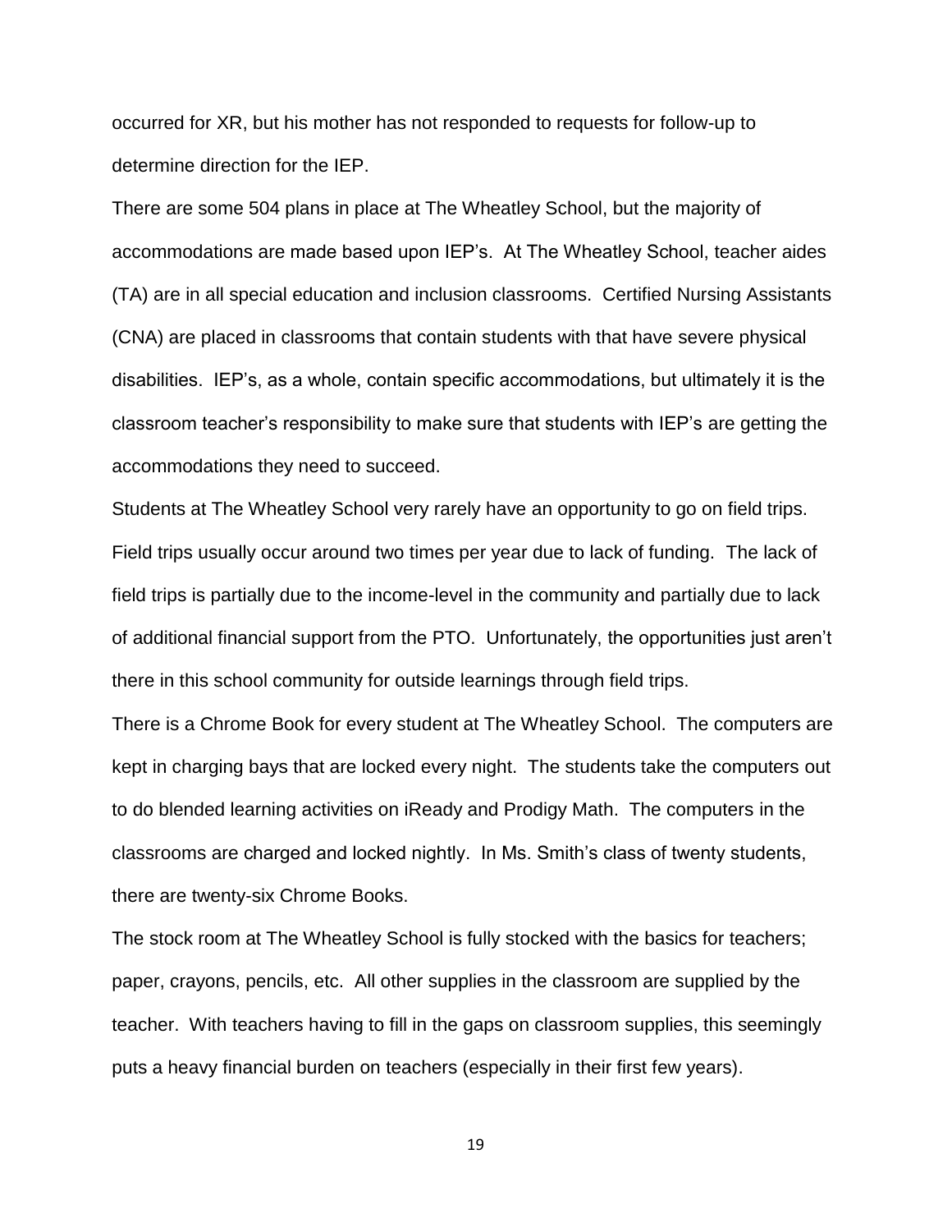occurred for XR, but his mother has not responded to requests for follow-up to determine direction for the IEP.

There are some 504 plans in place at The Wheatley School, but the majority of accommodations are made based upon IEP's. At The Wheatley School, teacher aides (TA) are in all special education and inclusion classrooms. Certified Nursing Assistants (CNA) are placed in classrooms that contain students with that have severe physical disabilities. IEP's, as a whole, contain specific accommodations, but ultimately it is the classroom teacher's responsibility to make sure that students with IEP's are getting the accommodations they need to succeed.

Students at The Wheatley School very rarely have an opportunity to go on field trips. Field trips usually occur around two times per year due to lack of funding. The lack of field trips is partially due to the income-level in the community and partially due to lack of additional financial support from the PTO. Unfortunately, the opportunities just aren't there in this school community for outside learnings through field trips.

There is a Chrome Book for every student at The Wheatley School. The computers are kept in charging bays that are locked every night. The students take the computers out to do blended learning activities on iReady and Prodigy Math. The computers in the classrooms are charged and locked nightly. In Ms. Smith's class of twenty students, there are twenty-six Chrome Books.

The stock room at The Wheatley School is fully stocked with the basics for teachers; paper, crayons, pencils, etc. All other supplies in the classroom are supplied by the teacher. With teachers having to fill in the gaps on classroom supplies, this seemingly puts a heavy financial burden on teachers (especially in their first few years).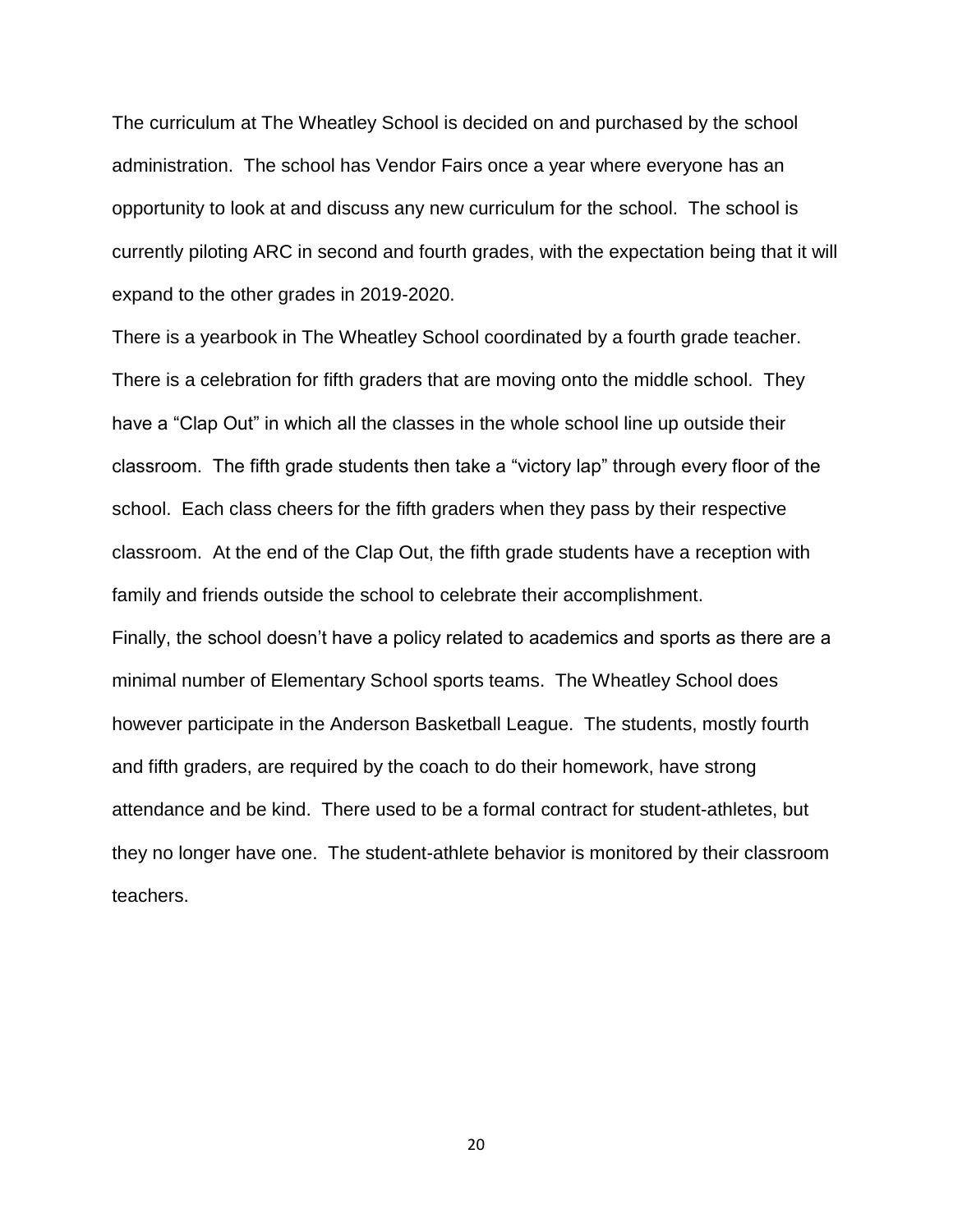The curriculum at The Wheatley School is decided on and purchased by the school administration. The school has Vendor Fairs once a year where everyone has an opportunity to look at and discuss any new curriculum for the school. The school is currently piloting ARC in second and fourth grades, with the expectation being that it will expand to the other grades in 2019-2020.

There is a yearbook in The Wheatley School coordinated by a fourth grade teacher. There is a celebration for fifth graders that are moving onto the middle school. They have a "Clap Out" in which all the classes in the whole school line up outside their classroom. The fifth grade students then take a "victory lap" through every floor of the school. Each class cheers for the fifth graders when they pass by their respective classroom. At the end of the Clap Out, the fifth grade students have a reception with family and friends outside the school to celebrate their accomplishment.

Finally, the school doesn't have a policy related to academics and sports as there are a minimal number of Elementary School sports teams. The Wheatley School does however participate in the Anderson Basketball League. The students, mostly fourth and fifth graders, are required by the coach to do their homework, have strong attendance and be kind. There used to be a formal contract for student-athletes, but they no longer have one. The student-athlete behavior is monitored by their classroom teachers.